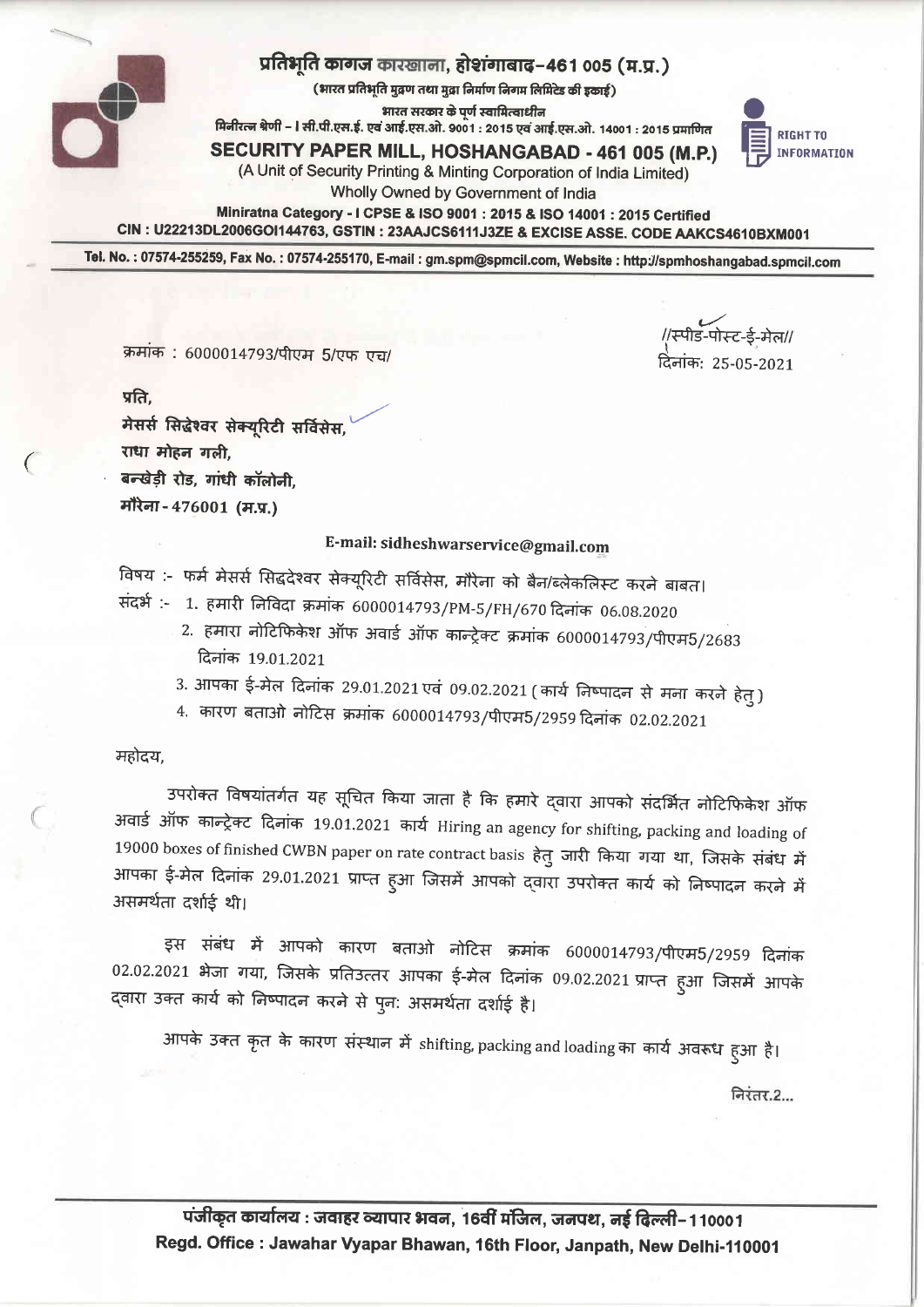# प्रतिभूति कागज कारखाना, होशंगाबाद-461 005 (म.प्र.)

(भारत प्रतिभूति मुद्रण तथा मुद्रा निर्माण निगम लिमिटेड की इकाई)

भारत सरकार के पूर्ण स्वामित्वाधीन

मिनीरत्न श्रेणी – I सी.पी.एस.ई. एवं आई.एस.ओ. 9001 : 2015 एवं आई.एस.ओ. 14001 : 2015 प्रमाणित

## SECURITY PAPER MILL, HOSHANGABAD - 461 005 (M.P.)

(A Unit of Security Printing & Minting Corporation of India Limited)

Wholly Owned by Government of India

Miniratna Category - I CPSE & ISO 9001 : 2015 & ISO 14001 : 2015 Certified

CIN : U22213DL2006GOI144763, GSTIN : 23AAJCS6111J3ZE & EXCISE ASSE. CODE AAKCS4610BXM001

Tel. No. : 07574-255259, Fax No. : 07574-255170, E-mail : gm.spm@spmcil.com, Website : http://spmhoshangabad.spmcil.com

RIGHT TO INFORMATION

क्रमांक : 6000014793/पीएम 5/एफ एच/

//स्पीड-पोस्ट-ई-मेल//
दिनांक: 25-05-2021

प्रति,
**मेसर्स सिद्धेश्वर सेक्यूरिटी सर्विसेस,**
**राधा मोहन गली,**
**बन्खेड़ी रोड, गांधी कॉलोनी,**
**मौरेना - 476001 (म.प्र.)**

**E-mail: sidheshwarservice@gmail.com**

विषय :- फर्म मेसर्स सिद्धदेश्वर सेक्यूरिटी सर्विसेस, मौरेना को बैन/ब्लेकलिस्ट करने बाबत।

संदर्भ :-
1. हमारी निविदा क्रमांक 6000014793/PM-5/FH/670 दिनांक 06.08.2020
2. हमारा नोटिफिकेश ऑफ अवार्ड ऑफ कान्ट्रेक्ट क्रमांक 6000014793/पीएम5/2683 दिनांक 19.01.2021
3. आपका ई-मेल दिनांक 29.01.2021 एवं 09.02.2021 (कार्य निष्पादन से मना करने हेतु)
4. कारण बताओ नोटिस क्रमांक 6000014793/पीएम5/2959 दिनांक 02.02.2021

महोदय,

उपरोक्त विषयांतर्गत यह सूचित किया जाता है कि हमारे द्वारा आपको संदर्भित नोटिफिकेश ऑफ अवार्ड ऑफ कान्ट्रेक्ट दिनांक 19.01.2021 कार्य Hiring an agency for shifting, packing and loading of 19000 boxes of finished CWBN paper on rate contract basis हेतु जारी किया गया था, जिसके संबंध में आपका ई-मेल दिनांक 29.01.2021 प्राप्त हुआ जिसमें आपको द्वारा उपरोक्त कार्य को निष्पादन करने में असमर्थता दर्शाई थी।

इस संबंध में आपको कारण बताओ नोटिस क्रमांक 6000014793/पीएम5/2959 दिनांक 02.02.2021 भेजा गया, जिसके प्रतिउत्तर आपका ई-मेल दिनांक 09.02.2021 प्राप्त हुआ जिसमें आपके द्वारा उक्त कार्य को निष्पादन करने से पुनः असमर्थता दर्शाई है।

आपके उक्त कृत के कारण संस्थान में shifting, packing and loading का कार्य अवरूध हुआ है।

निरंतर.2...

पंजीकृत कार्यालय : जवाहर व्यापार भवन, 16वीं मंजिल, जनपथ, नई दिल्ली-110001
Regd. Office : Jawahar Vyapar Bhawan, 16th Floor, Janpath, New Delhi-110001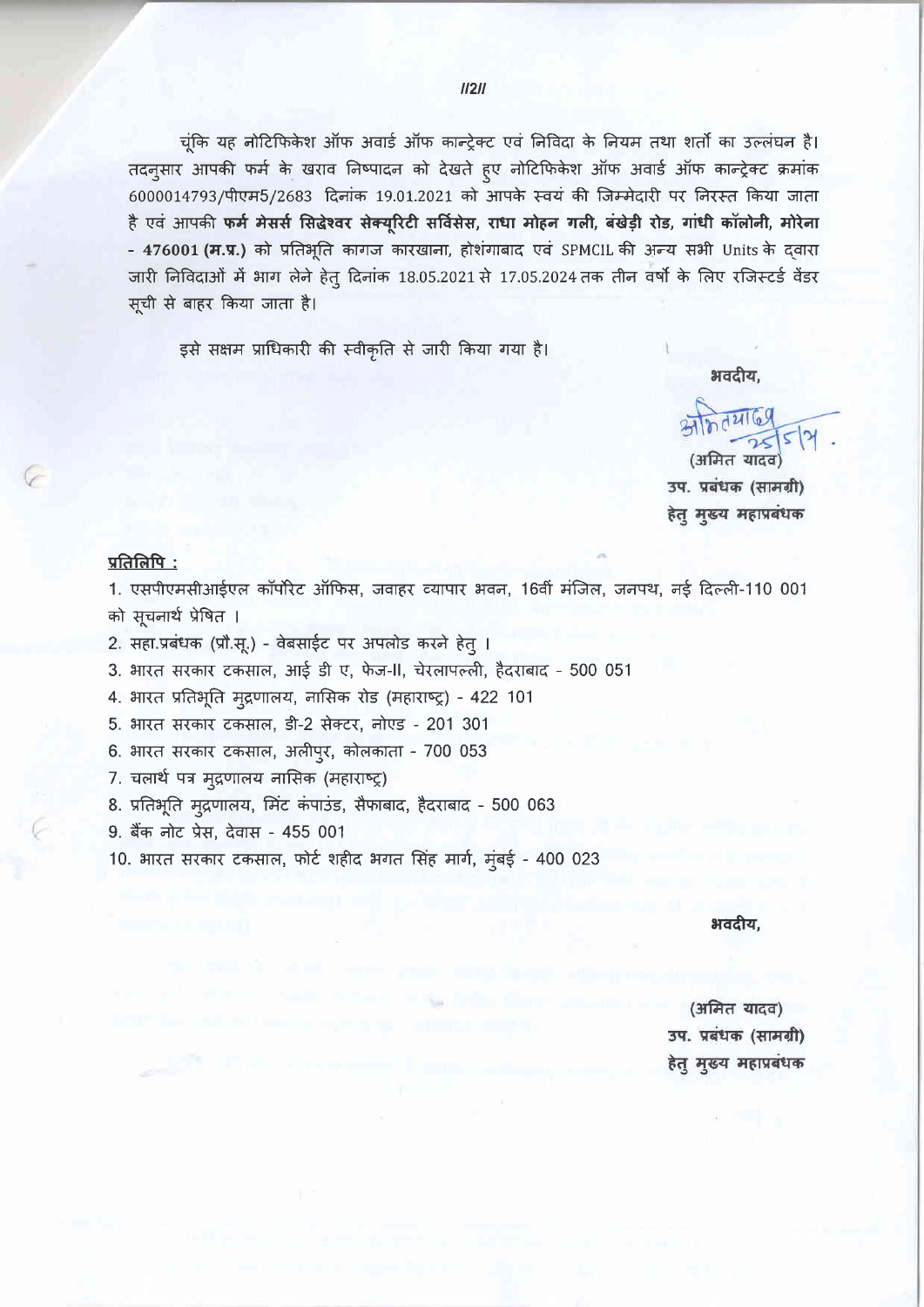चूंकि यह नोटिफिकेश ऑफ अवार्ड ऑफ कान्ट्रेक्ट एवं निविदा के नियम तथा शर्तो का उल्लंघन है। तदनुसार आपकी फर्म के खराब निष्पादन को देखते हुए नोटिफिकेश ऑफ अवार्ड ऑफ कान्ट्रेक्ट क्रमांक 6000014793/पीएम5/2683 दिनांक 19.01.2021 को आपके स्वयं की जिम्मेदारी पर निरस्त किया जाता है एवं आपकी **फर्म मेसर्स सिद्धेश्वर सेक्यूरिटी सर्विसेस, राधा मोहन गली, बंखेड़ी रोड, गांधी कॉलोनी, मोरेना - 476001 (म.प्र.)** को प्रतिभूति कागज कारखाना, होशंगाबाद एवं SPMCIL की अन्य सभी Units के द्वारा जारी निविदाओं में भाग लेने हेतु दिनांक 18.05.2021 से 17.05.2024 तक तीन वर्षों के लिए रजिस्टर्ड वेंडर सूची से बाहर किया जाता है।

इसे सक्षम प्राधिकारी की स्वीकृति से जारी किया गया है।

भवदीय,

(अमित यादव)
उप. प्रबंधक (सामग्री)
हेतु मुख्य महाप्रबंधक

**प्रतिलिपि :**

1. एसपीएमसीआईएल कॉर्पोरेट ऑफिस, जवाहर व्यापार भवन, 16वीं मंजिल, जनपथ, नई दिल्ली-110 001 को सूचनार्थ प्रेषित ।
2. सहा.प्रबंधक (प्रौ.सू.) - वेबसाईट पर अपलोड करने हेतु ।
3. भारत सरकार टकसाल, आई डी ए, फेज-II, चेरलापल्ली, हैदराबाद - 500 051
4. भारत प्रतिभूति मुद्रणालय, नासिक रोड (महाराष्ट्र) - 422 101
5. भारत सरकार टकसाल, डी-2 सेक्टर, नोएड - 201 301
6. भारत सरकार टकसाल, अलीपुर, कोलकाता - 700 053
7. चलार्थ पत्र मुद्रणालय नासिक (महाराष्ट्र)
8. प्रतिभूति मुद्रणालय, मिंट कंपाउंड, सैफाबाद, हैदराबाद - 500 063
9. बैंक नोट प्रेस, देवास - 455 001
10. भारत सरकार टकसाल, फोर्ट शहीद भगत सिंह मार्ग, मुंबई - 400 023

भवदीय,

(अमित यादव)
उप. प्रबंधक (सामग्री)
हेतु मुख्य महाप्रबंधक